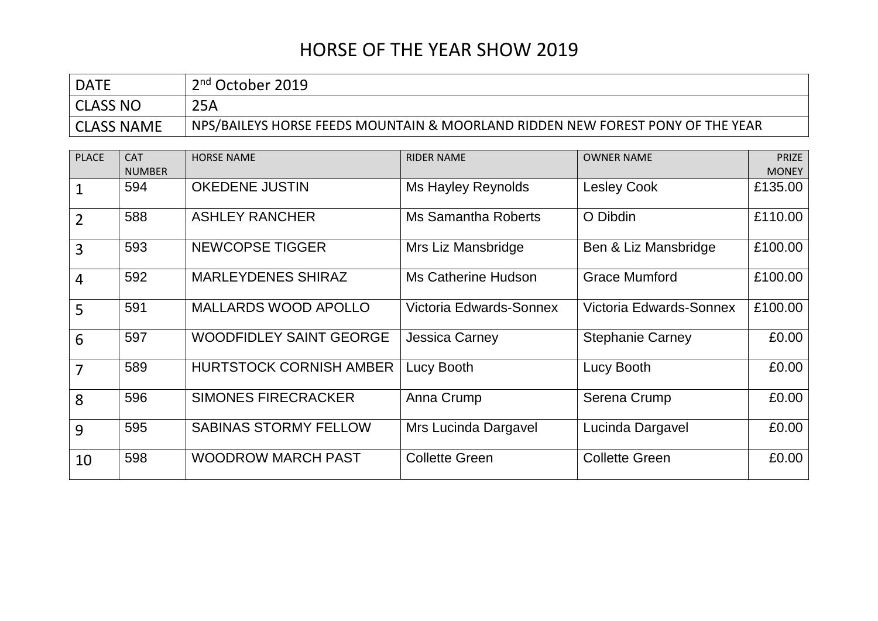# HORSE OF THE YEAR SHOW 2019

| DATE | 2nd October 2019 |
|---|---|
| CLASS NO | 25A |
| CLASS NAME | NPS/BAILEYS HORSE FEEDS MOUNTAIN & MOORLAND RIDDEN NEW FOREST PONY OF THE YEAR |

| PLACE | CAT NUMBER | HORSE NAME | RIDER NAME | OWNER NAME | PRIZE MONEY |
|---|---|---|---|---|---|
| 1 | 594 | OKEDENE JUSTIN | Ms Hayley Reynolds | Lesley Cook | £135.00 |
| 2 | 588 | ASHLEY RANCHER | Ms Samantha Roberts | O Dibdin | £110.00 |
| 3 | 593 | NEWCOPSE TIGGER | Mrs Liz Mansbridge | Ben & Liz Mansbridge | £100.00 |
| 4 | 592 | MARLEYDENES SHIRAZ | Ms Catherine Hudson | Grace Mumford | £100.00 |
| 5 | 591 | MALLARDS WOOD APOLLO | Victoria Edwards-Sonnex | Victoria Edwards-Sonnex | £100.00 |
| 6 | 597 | WOODFIDLEY SAINT GEORGE | Jessica Carney | Stephanie Carney | £0.00 |
| 7 | 589 | HURTSTOCK CORNISH AMBER | Lucy Booth | Lucy Booth | £0.00 |
| 8 | 596 | SIMONES FIRECRACKER | Anna Crump | Serena Crump | £0.00 |
| 9 | 595 | SABINAS STORMY FELLOW | Mrs Lucinda Dargavel | Lucinda Dargavel | £0.00 |
| 10 | 598 | WOODROW MARCH PAST | Collette Green | Collette Green | £0.00 |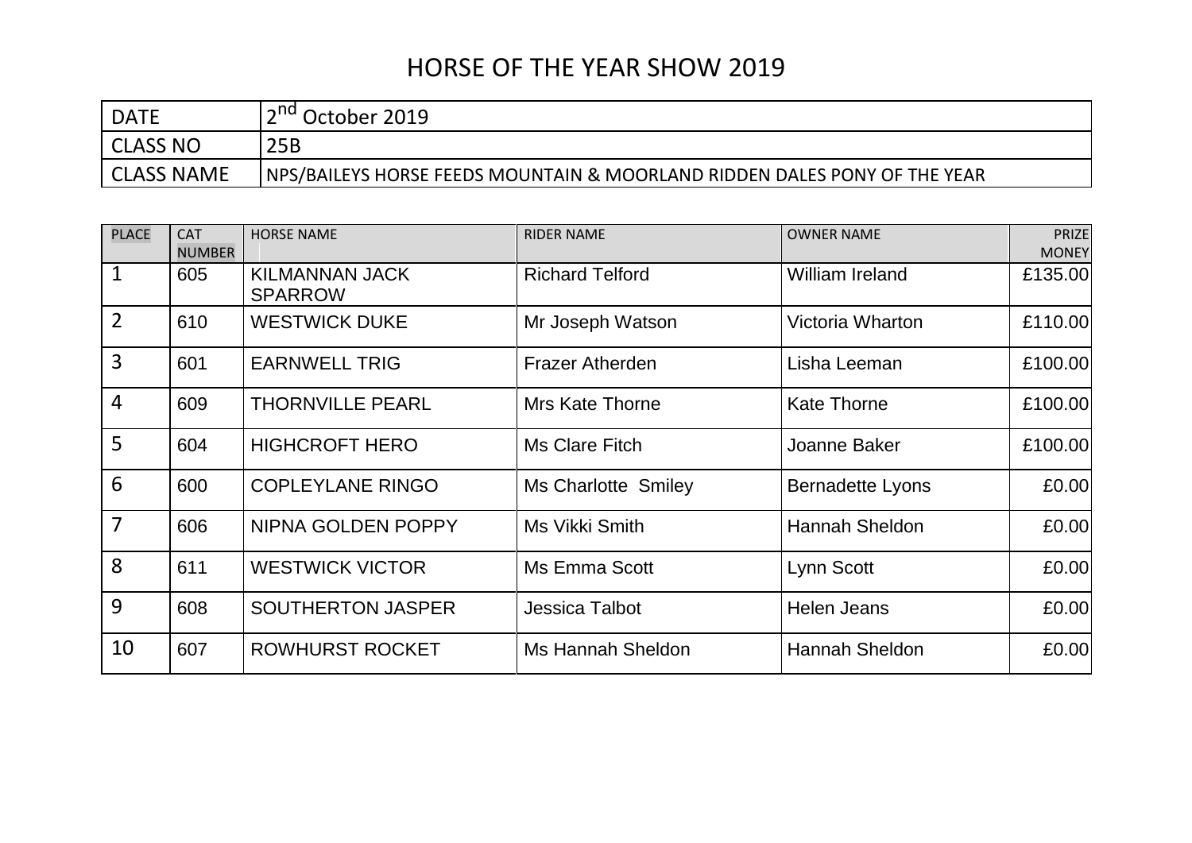# HORSE OF THE YEAR SHOW 2019

| DATE | 2nd October 2019 |
|---|---|
| CLASS NO | 25B |
| CLASS NAME | NPS/BAILEYS HORSE FEEDS MOUNTAIN & MOORLAND RIDDEN DALES PONY OF THE YEAR |

| PLACE | CAT NUMBER | HORSE NAME | RIDER NAME | OWNER NAME | PRIZE MONEY |
|---|---|---|---|---|---|
| 1 | 605 | KILMANNAN JACK SPARROW | Richard Telford | William Ireland | £135.00 |
| 2 | 610 | WESTWICK DUKE | Mr Joseph Watson | Victoria Wharton | £110.00 |
| 3 | 601 | EARNWELL TRIG | Frazer Atherden | Lisha Leeman | £100.00 |
| 4 | 609 | THORNVILLE PEARL | Mrs Kate Thorne | Kate Thorne | £100.00 |
| 5 | 604 | HIGHCROFT HERO | Ms Clare Fitch | Joanne Baker | £100.00 |
| 6 | 600 | COPLEYLANE RINGO | Ms Charlotte Smiley | Bernadette Lyons | £0.00 |
| 7 | 606 | NIPNA GOLDEN POPPY | Ms Vikki Smith | Hannah Sheldon | £0.00 |
| 8 | 611 | WESTWICK VICTOR | Ms Emma Scott | Lynn Scott | £0.00 |
| 9 | 608 | SOUTHERTON JASPER | Jessica Talbot | Helen Jeans | £0.00 |
| 10 | 607 | ROWHURST ROCKET | Ms Hannah Sheldon | Hannah Sheldon | £0.00 |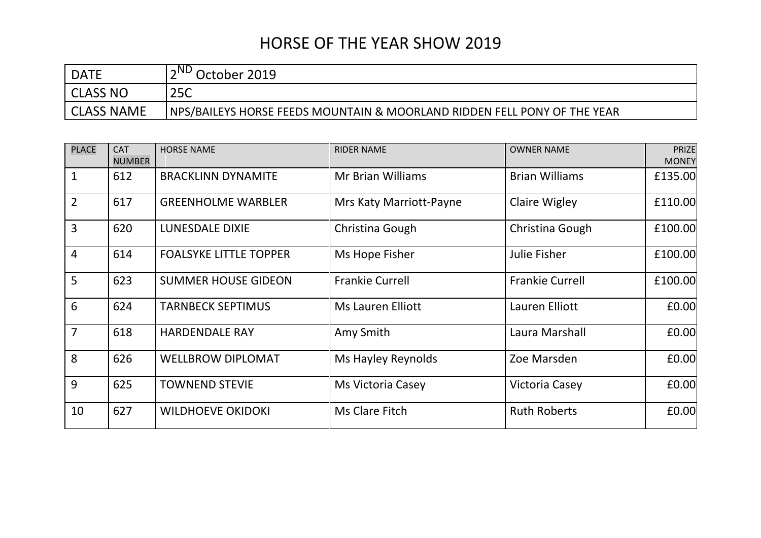# HORSE OF THE YEAR SHOW 2019

| DATE | 2ND October 2019 |
| --- | --- |
| CLASS NO | 25C |
| CLASS NAME | NPS/BAILEYS HORSE FEEDS MOUNTAIN & MOORLAND RIDDEN FELL PONY OF THE YEAR |

| PLACE | CAT NUMBER | HORSE NAME | RIDER NAME | OWNER NAME | PRIZE MONEY |
| --- | --- | --- | --- | --- | --- |
| 1 | 612 | BRACKLINN DYNAMITE | Mr Brian Williams | Brian Williams | £135.00 |
| 2 | 617 | GREENHOLME WARBLER | Mrs Katy Marriott-Payne | Claire Wigley | £110.00 |
| 3 | 620 | LUNESDALE DIXIE | Christina Gough | Christina Gough | £100.00 |
| 4 | 614 | FOALSYKE LITTLE TOPPER | Ms Hope Fisher | Julie Fisher | £100.00 |
| 5 | 623 | SUMMER HOUSE GIDEON | Frankie Currell | Frankie Currell | £100.00 |
| 6 | 624 | TARNBECK SEPTIMUS | Ms Lauren Elliott | Lauren Elliott | £0.00 |
| 7 | 618 | HARDENDALE RAY | Amy Smith | Laura Marshall | £0.00 |
| 8 | 626 | WELLBROW DIPLOMAT | Ms Hayley Reynolds | Zoe Marsden | £0.00 |
| 9 | 625 | TOWNEND STEVIE | Ms Victoria Casey | Victoria Casey | £0.00 |
| 10 | 627 | WILDHOEVE OKIDOKI | Ms Clare Fitch | Ruth Roberts | £0.00 |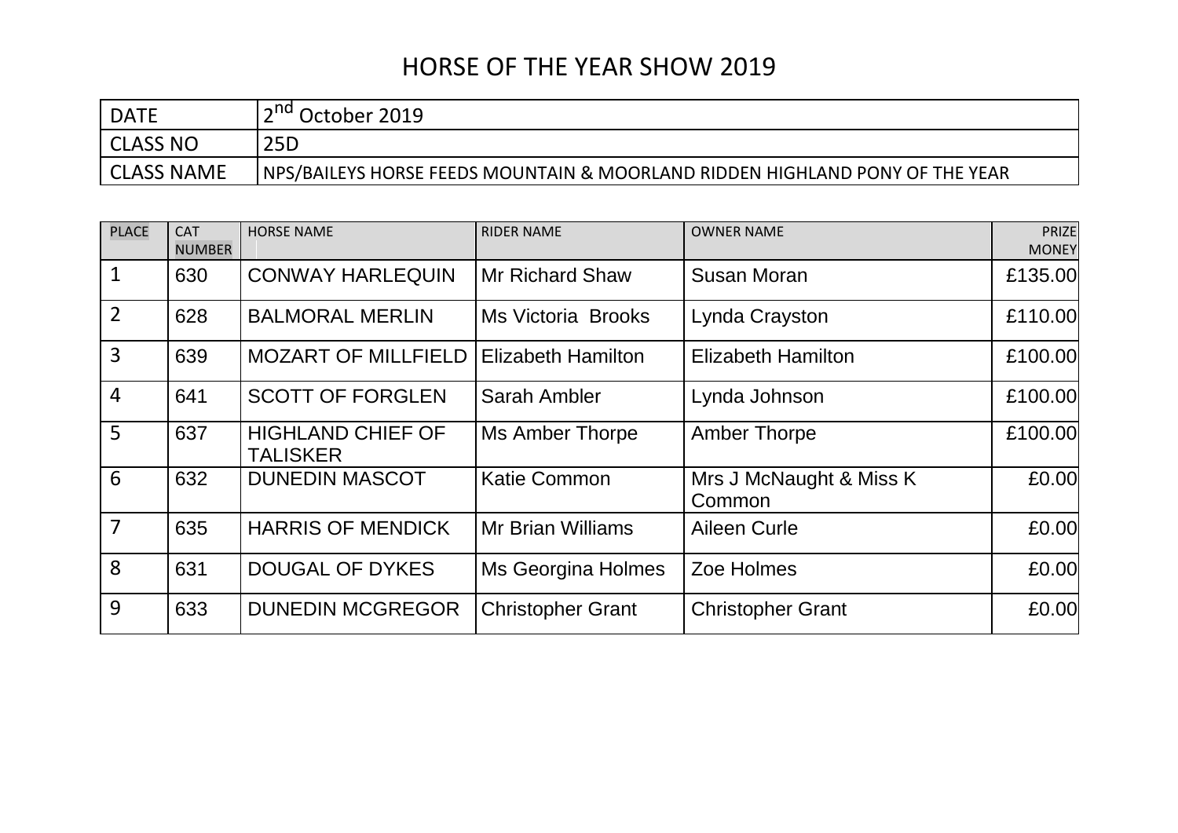# HORSE OF THE YEAR SHOW 2019

| DATE | 2nd October 2019 |
|---|---|
| CLASS NO | 25D |
| CLASS NAME | NPS/BAILEYS HORSE FEEDS MOUNTAIN & MOORLAND RIDDEN HIGHLAND PONY OF THE YEAR |

| PLACE | CAT NUMBER | HORSE NAME | RIDER NAME | OWNER NAME | PRIZE MONEY |
|---|---|---|---|---|---|
| 1 | 630 | CONWAY HARLEQUIN | Mr Richard Shaw | Susan Moran | £135.00 |
| 2 | 628 | BALMORAL MERLIN | Ms Victoria Brooks | Lynda Crayston | £110.00 |
| 3 | 639 | MOZART OF MILLFIELD | Elizabeth Hamilton | Elizabeth Hamilton | £100.00 |
| 4 | 641 | SCOTT OF FORGLEN | Sarah Ambler | Lynda Johnson | £100.00 |
| 5 | 637 | HIGHLAND CHIEF OF TALISKER | Ms Amber Thorpe | Amber Thorpe | £100.00 |
| 6 | 632 | DUNEDIN MASCOT | Katie Common | Mrs J McNaught & Miss K Common | £0.00 |
| 7 | 635 | HARRIS OF MENDICK | Mr Brian Williams | Aileen Curle | £0.00 |
| 8 | 631 | DOUGAL OF DYKES | Ms Georgina Holmes | Zoe Holmes | £0.00 |
| 9 | 633 | DUNEDIN MCGREGOR | Christopher Grant | Christopher Grant | £0.00 |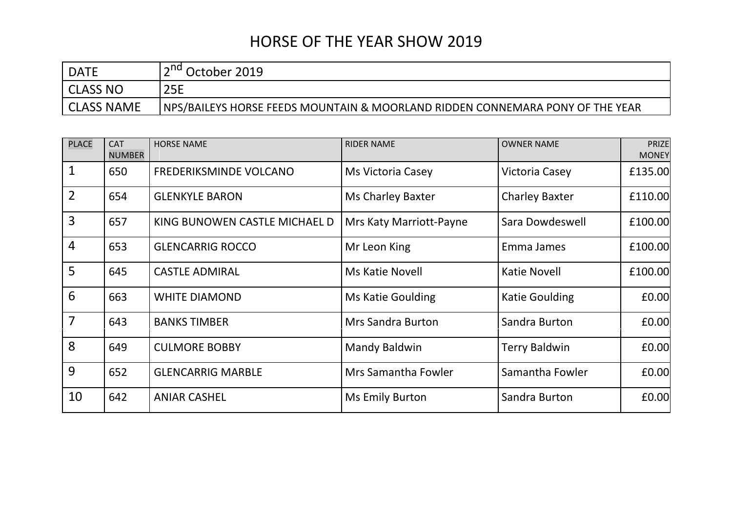# HORSE OF THE YEAR SHOW 2019

| DATE | 2nd October 2019 |
|---|---|
| CLASS NO | 25E |
| CLASS NAME | NPS/BAILEYS HORSE FEEDS MOUNTAIN & MOORLAND RIDDEN CONNEMARA PONY OF THE YEAR |

| PLACE | CAT NUMBER | HORSE NAME | RIDER NAME | OWNER NAME | PRIZE MONEY |
|---|---|---|---|---|---|
| 1 | 650 | FREDERIKSMINDE VOLCANO | Ms Victoria Casey | Victoria Casey | £135.00 |
| 2 | 654 | GLENKYLE BARON | Ms Charley Baxter | Charley Baxter | £110.00 |
| 3 | 657 | KING BUNOWEN CASTLE MICHAEL D | Mrs Katy Marriott-Payne | Sara Dowdeswell | £100.00 |
| 4 | 653 | GLENCARRIG ROCCO | Mr Leon King | Emma James | £100.00 |
| 5 | 645 | CASTLE ADMIRAL | Ms Katie Novell | Katie Novell | £100.00 |
| 6 | 663 | WHITE DIAMOND | Ms Katie Goulding | Katie Goulding | £0.00 |
| 7 | 643 | BANKS TIMBER | Mrs Sandra Burton | Sandra Burton | £0.00 |
| 8 | 649 | CULMORE BOBBY | Mandy Baldwin | Terry Baldwin | £0.00 |
| 9 | 652 | GLENCARRIG MARBLE | Mrs Samantha Fowler | Samantha Fowler | £0.00 |
| 10 | 642 | ANIAR CASHEL | Ms Emily Burton | Sandra Burton | £0.00 |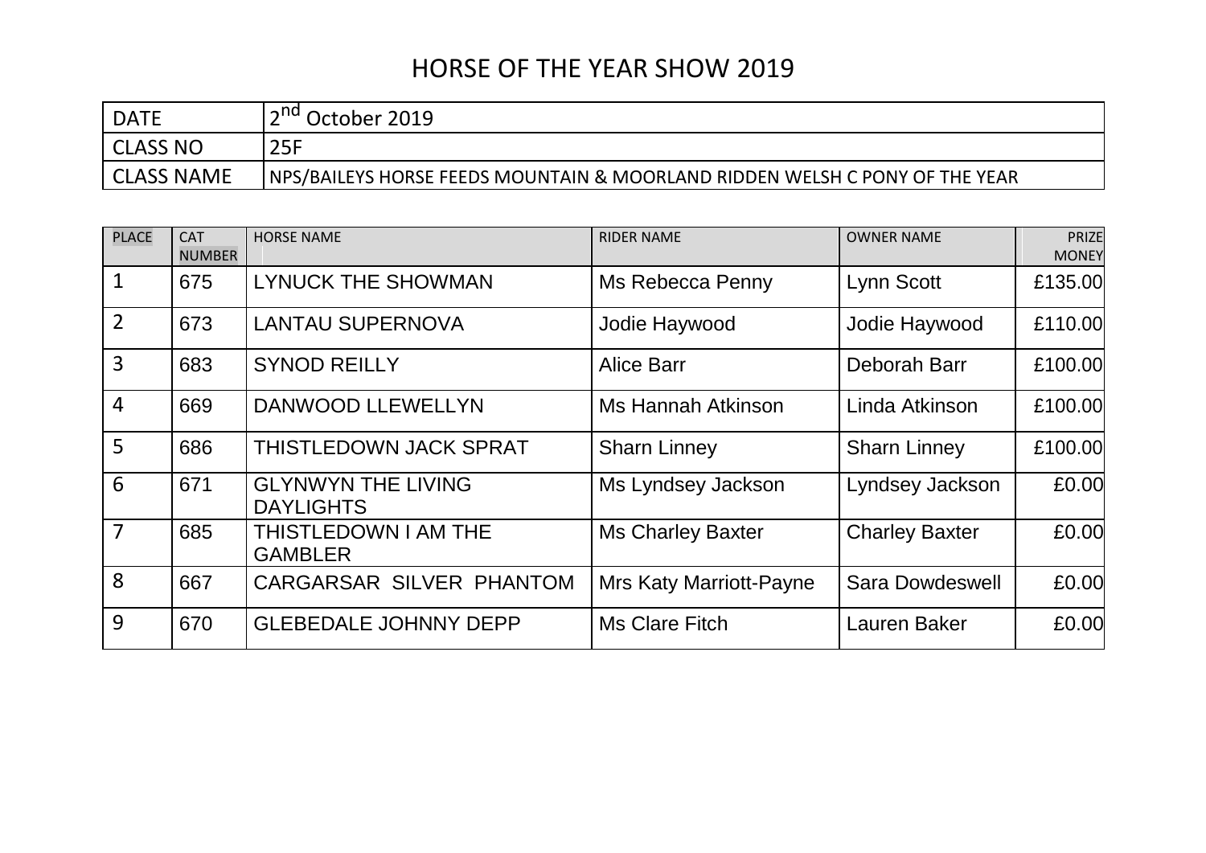# HORSE OF THE YEAR SHOW 2019

| DATE | 2nd October 2019 |
|---|---|
| CLASS NO | 25F |
| CLASS NAME | NPS/BAILEYS HORSE FEEDS MOUNTAIN & MOORLAND RIDDEN WELSH C PONY OF THE YEAR |

| PLACE | CAT NUMBER | HORSE NAME | RIDER NAME | OWNER NAME | PRIZE MONEY |
|---|---|---|---|---|---|
| 1 | 675 | LYNUCK THE SHOWMAN | Ms Rebecca Penny | Lynn Scott | £135.00 |
| 2 | 673 | LANTAU SUPERNOVA | Jodie Haywood | Jodie Haywood | £110.00 |
| 3 | 683 | SYNOD REILLY | Alice Barr | Deborah Barr | £100.00 |
| 4 | 669 | DANWOOD LLEWELLYN | Ms Hannah Atkinson | Linda Atkinson | £100.00 |
| 5 | 686 | THISTLEDOWN JACK SPRAT | Sharn Linney | Sharn Linney | £100.00 |
| 6 | 671 | GLYNWYN THE LIVING DAYLIGHTS | Ms Lyndsey Jackson | Lyndsey Jackson | £0.00 |
| 7 | 685 | THISTLEDOWN I AM THE GAMBLER | Ms Charley Baxter | Charley Baxter | £0.00 |
| 8 | 667 | CARGARSAR SILVER PHANTOM | Mrs Katy Marriott-Payne | Sara Dowdeswell | £0.00 |
| 9 | 670 | GLEBEDALE JOHNNY DEPP | Ms Clare Fitch | Lauren Baker | £0.00 |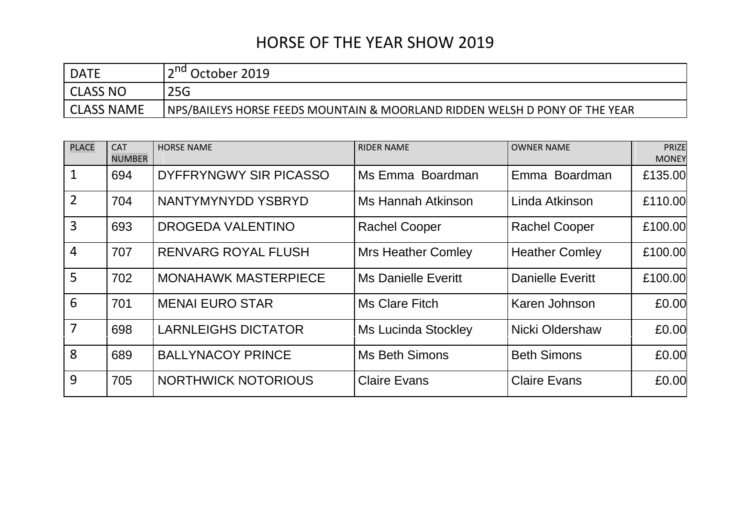# HORSE OF THE YEAR SHOW 2019

| DATE | 2nd October 2019 |
|---|---|
| CLASS NO | 25G |
| CLASS NAME | NPS/BAILEYS HORSE FEEDS MOUNTAIN & MOORLAND RIDDEN WELSH D PONY OF THE YEAR |

| PLACE | CAT NUMBER | HORSE NAME | RIDER NAME | OWNER NAME | PRIZE MONEY |
|---|---|---|---|---|---|
| 1 | 694 | DYFFRYNGWY SIR PICASSO | Ms Emma Boardman | Emma Boardman | £135.00 |
| 2 | 704 | NANTYMYNYDD YSBRYD | Ms Hannah Atkinson | Linda Atkinson | £110.00 |
| 3 | 693 | DROGEDA VALENTINO | Rachel Cooper | Rachel Cooper | £100.00 |
| 4 | 707 | RENVARG ROYAL FLUSH | Mrs Heather Comley | Heather Comley | £100.00 |
| 5 | 702 | MONAHAWK MASTERPIECE | Ms Danielle Everitt | Danielle Everitt | £100.00 |
| 6 | 701 | MENAI EURO STAR | Ms Clare Fitch | Karen Johnson | £0.00 |
| 7 | 698 | LARNLEIGHS DICTATOR | Ms Lucinda Stockley | Nicki Oldershaw | £0.00 |
| 8 | 689 | BALLYNACOY PRINCE | Ms Beth Simons | Beth Simons | £0.00 |
| 9 | 705 | NORTHWICK NOTORIOUS | Claire Evans | Claire Evans | £0.00 |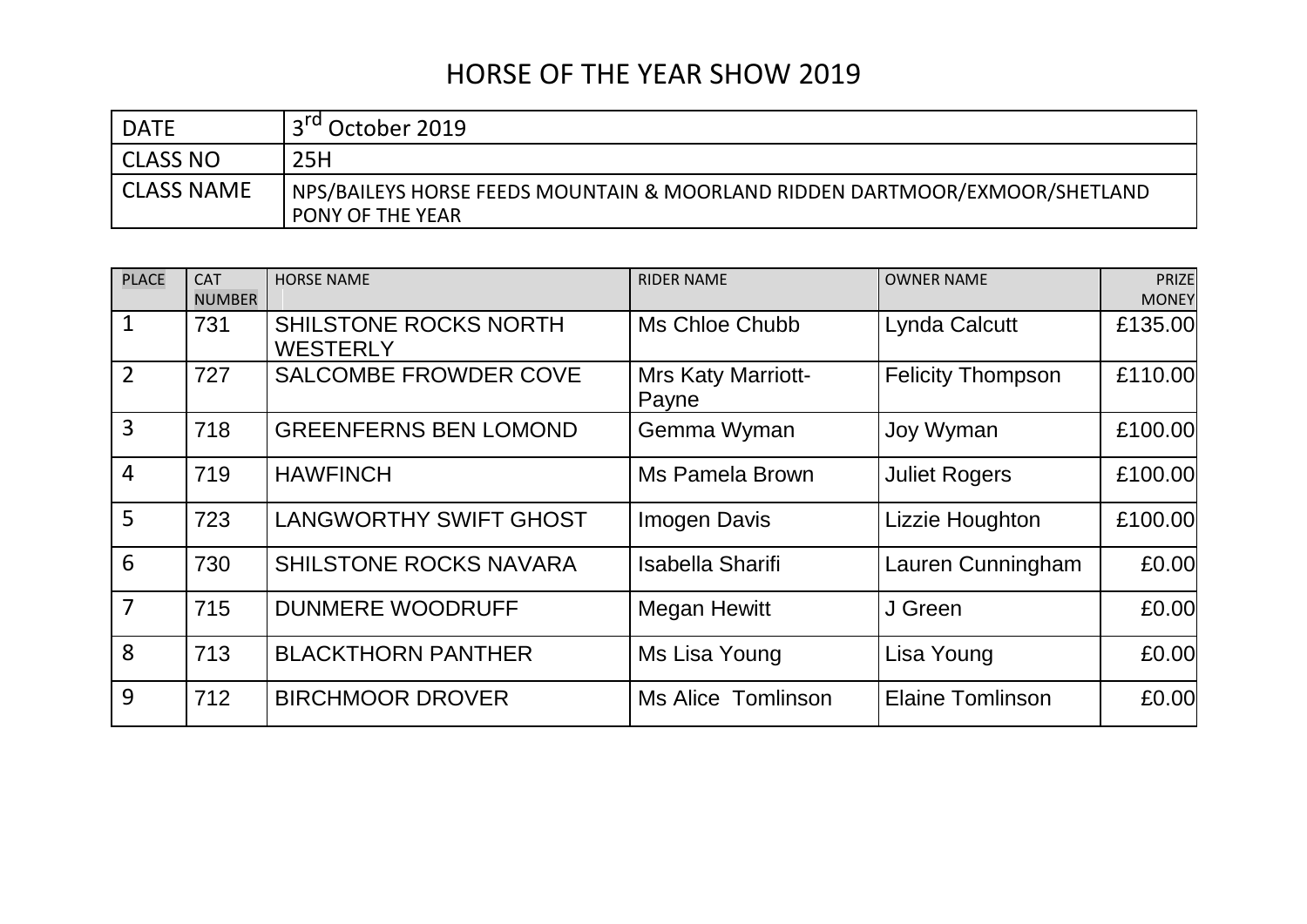# HORSE OF THE YEAR SHOW 2019

| DATE | 3rd October 2019 |
|---|---|
| CLASS NO | 25H |
| CLASS NAME | NPS/BAILEYS HORSE FEEDS MOUNTAIN & MOORLAND RIDDEN DARTMOOR/EXMOOR/SHETLAND PONY OF THE YEAR |

| PLACE | CAT NUMBER | HORSE NAME | RIDER NAME | OWNER NAME | PRIZE MONEY |
|---|---|---|---|---|---|
| 1 | 731 | SHILSTONE ROCKS NORTH WESTERLY | Ms Chloe Chubb | Lynda Calcutt | £135.00 |
| 2 | 727 | SALCOMBE FROWDER COVE | Mrs Katy Marriott-Payne | Felicity Thompson | £110.00 |
| 3 | 718 | GREENFERNS BEN LOMOND | Gemma Wyman | Joy Wyman | £100.00 |
| 4 | 719 | HAWFINCH | Ms Pamela Brown | Juliet Rogers | £100.00 |
| 5 | 723 | LANGWORTHY SWIFT GHOST | Imogen Davis | Lizzie Houghton | £100.00 |
| 6 | 730 | SHILSTONE ROCKS NAVARA | Isabella Sharifi | Lauren Cunningham | £0.00 |
| 7 | 715 | DUNMERE WOODRUFF | Megan Hewitt | J Green | £0.00 |
| 8 | 713 | BLACKTHORN PANTHER | Ms Lisa Young | Lisa Young | £0.00 |
| 9 | 712 | BIRCHMOOR DROVER | Ms Alice Tomlinson | Elaine Tomlinson | £0.00 |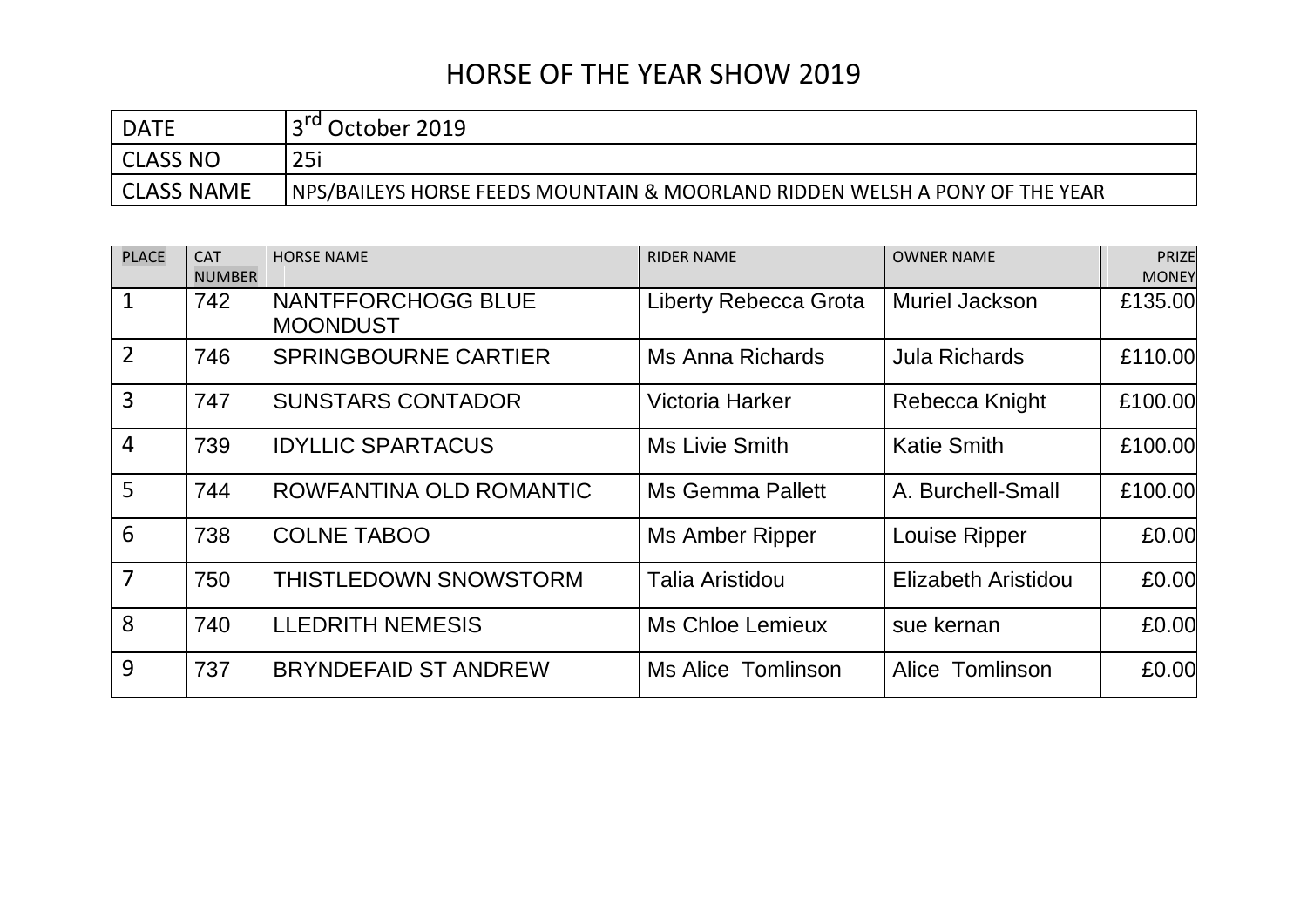# HORSE OF THE YEAR SHOW 2019

| DATE | 3rd October 2019 |
|---|---|
| CLASS NO | 25i |
| CLASS NAME | NPS/BAILEYS HORSE FEEDS MOUNTAIN & MOORLAND RIDDEN WELSH A PONY OF THE YEAR |

| PLACE | CAT NUMBER | HORSE NAME | RIDER NAME | OWNER NAME | PRIZE MONEY |
|---|---|---|---|---|---|
| 1 | 742 | NANTFFORCHOGG BLUE MOONDUST | Liberty Rebecca Grota | Muriel Jackson | £135.00 |
| 2 | 746 | SPRINGBOURNE CARTIER | Ms Anna Richards | Jula Richards | £110.00 |
| 3 | 747 | SUNSTARS CONTADOR | Victoria Harker | Rebecca Knight | £100.00 |
| 4 | 739 | IDYLLIC SPARTACUS | Ms Livie Smith | Katie Smith | £100.00 |
| 5 | 744 | ROWFANTINA OLD ROMANTIC | Ms Gemma Pallett | A. Burchell-Small | £100.00 |
| 6 | 738 | COLNE TABOO | Ms Amber Ripper | Louise Ripper | £0.00 |
| 7 | 750 | THISTLEDOWN SNOWSTORM | Talia Aristidou | Elizabeth Aristidou | £0.00 |
| 8 | 740 | LLEDRITH NEMESIS | Ms Chloe Lemieux | sue kernan | £0.00 |
| 9 | 737 | BRYNDEFAID ST ANDREW | Ms Alice Tomlinson | Alice Tomlinson | £0.00 |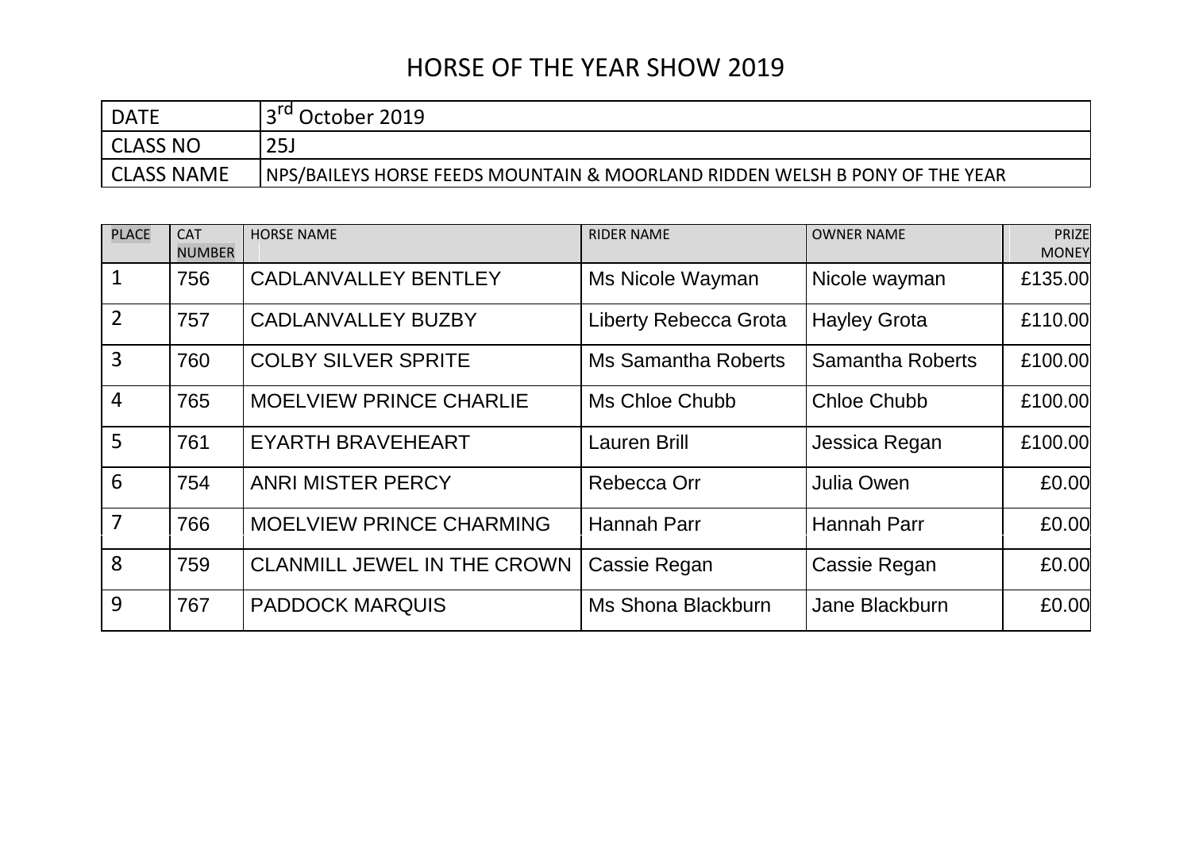# HORSE OF THE YEAR SHOW 2019

| DATE | 3rd October 2019 |
| --- | --- |
| CLASS NO | 25J |
| CLASS NAME | NPS/BAILEYS HORSE FEEDS MOUNTAIN & MOORLAND RIDDEN WELSH B PONY OF THE YEAR |

| PLACE | CAT NUMBER | HORSE NAME | RIDER NAME | OWNER NAME | PRIZE MONEY |
| --- | --- | --- | --- | --- | --- |
| 1 | 756 | CADLANVALLEY BENTLEY | Ms Nicole Wayman | Nicole wayman | £135.00 |
| 2 | 757 | CADLANVALLEY BUZBY | Liberty Rebecca Grota | Hayley Grota | £110.00 |
| 3 | 760 | COLBY SILVER SPRITE | Ms Samantha Roberts | Samantha Roberts | £100.00 |
| 4 | 765 | MOELVIEW PRINCE CHARLIE | Ms Chloe Chubb | Chloe Chubb | £100.00 |
| 5 | 761 | EYARTH BRAVEHEART | Lauren Brill | Jessica Regan | £100.00 |
| 6 | 754 | ANRI MISTER PERCY | Rebecca Orr | Julia Owen | £0.00 |
| 7 | 766 | MOELVIEW PRINCE CHARMING | Hannah Parr | Hannah Parr | £0.00 |
| 8 | 759 | CLANMILL JEWEL IN THE CROWN | Cassie Regan | Cassie Regan | £0.00 |
| 9 | 767 | PADDOCK MARQUIS | Ms Shona Blackburn | Jane Blackburn | £0.00 |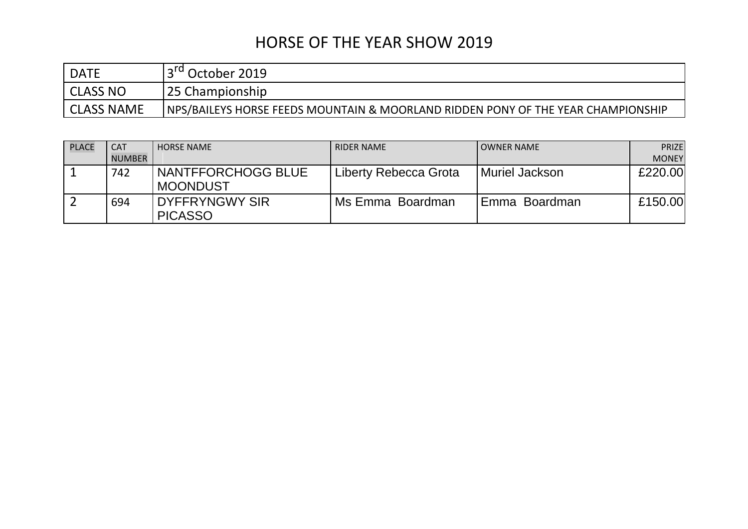# HORSE OF THE YEAR SHOW 2019

| | |
|---|---|
| DATE | 3rd October 2019 |
| CLASS NO | 25 Championship |
| CLASS NAME | NPS/BAILEYS HORSE FEEDS MOUNTAIN & MOORLAND RIDDEN PONY OF THE YEAR CHAMPIONSHIP |

| PLACE | CAT NUMBER | HORSE NAME | RIDER NAME | OWNER NAME | PRIZE MONEY |
|---|---|---|---|---|---|
| 1 | 742 | NANTFFORCHOGG BLUE MOONDUST | Liberty Rebecca Grota | Muriel Jackson | £220.00 |
| 2 | 694 | DYFFRYNGWY SIR PICASSO | Ms Emma Boardman | Emma Boardman | £150.00 |